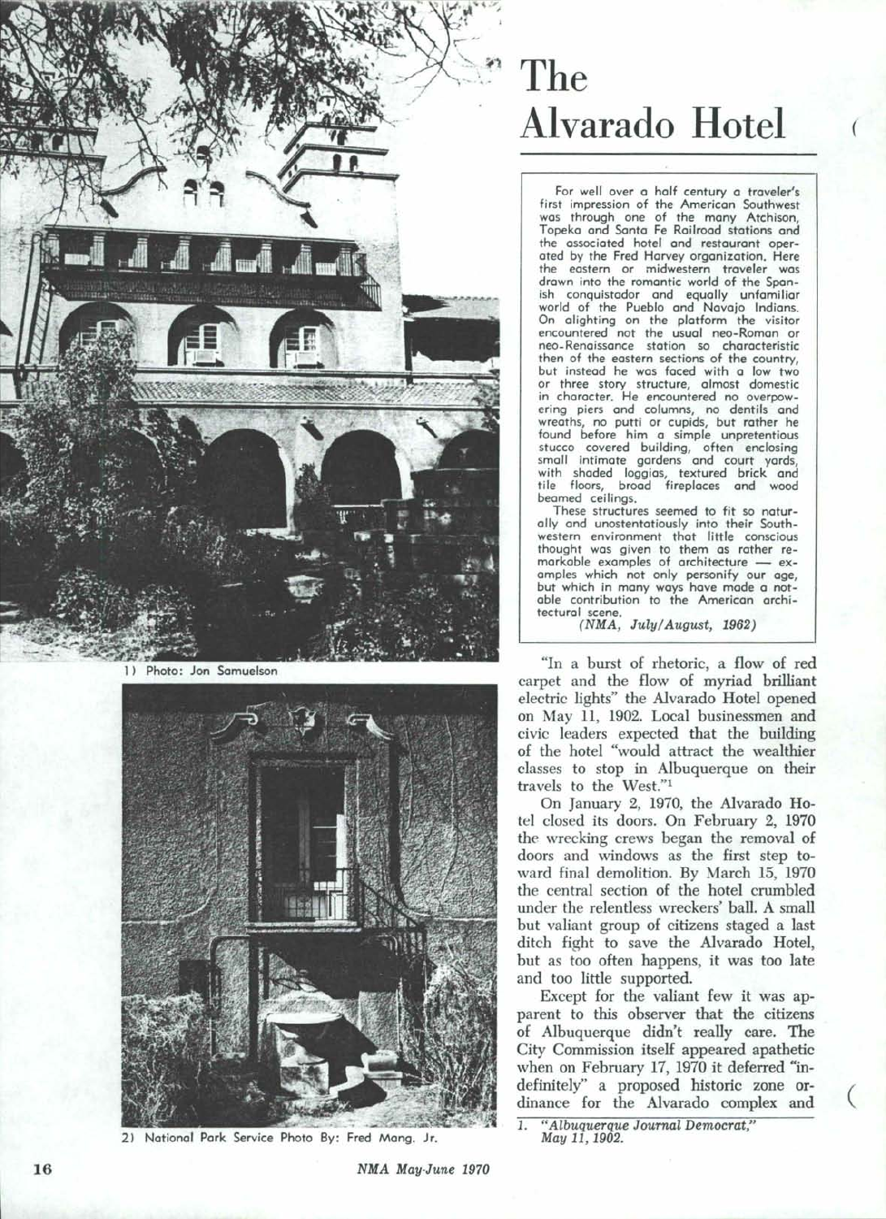# The Alvarado Hotel

For well over a half century a traveler's first impression of the American Southwest was through one of the many Atchison, Topeka and Santa Fe Railroad stations and the associated hotel and restaurant operated by the Fred Harvey organization. Here the eastern or midwestern traveler was drawn into the romantic world of the Spanish conquistador and equally unfamiliar world of the Pueblo and Navajo Indians. On alighting on the platform the visitor encountered not the usual neo-Roman or neo-Renaissance station so characteristic then of the eastern sections of the country, but instead he was faced with a low two or three story structure, almost domestic in character. He encountered no overpowering piers and columns, no dentils and wreaths, no putti or cupids, but rather he found before him a simple unpretentious stucco covered building, often enclosing small intimate gardens and court yards, with shaded loggias, textured brick and tile floors, broad fireplaces and wood beamed ceilings.

These structures seemed to fit so naturally and unostentatiously into their Southwestern environment that little conscious thought was given to them as rather remarkable examples of architecture — examples which not only personify our age, but which in many ways have made a notable contribution to the American architectural scene.

*(NMA, July/August, 1962)*

1) Photo: Jon Samuelson

2) National Park Service Photo By: Fred Mang, Jr.

"In a burst of rhetoric, a flow of red carpet and the flow of myriad brilliant electric lights" the Alvarado Hotel opened on May 11, 1902. Local businessmen and civic leaders expected that the building of the hotel "would attract the wealthier classes to stop in Albuquerque on their travels to the West."[1]

On January 2, 1970, the Alvarado Hotel closed its doors. On February 2, 1970 the wrecking crews began the removal of doors and windows as the first step toward final demolition. By March 15, 1970 the central section of the hotel crumbled under the relentless wreckers' ball. A small but valiant group of citizens staged a last ditch fight to save the Alvarado Hotel, but as too often happens, it was too late and too little supported.

Except for the valiant few it was apparent to this observer that the citizens of Albuquerque didn't really care. The City Commission itself appeared apathetic when on February 17, 1970 it deferred "indefinitely" a proposed historic zone ordinance for the Alvarado complex and

1. *"Albuquerque Journal Democrat," May 11, 1902.*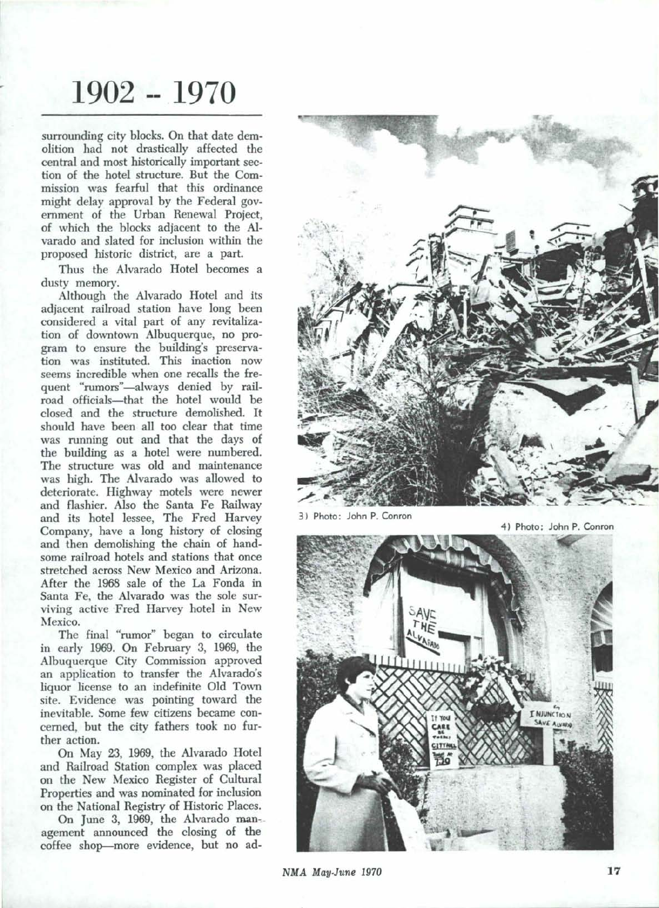# 1902 -- 1970

surrounding city blocks. On that date demolition had not drastically affected the central and most historically important section of the hotel structure. But the Commission was fearful that this ordinance might delay approval by the Federal government of the Urban Renewal Project, of which the blocks adjacent to the Alvarado and slated for inclusion within the proposed historic district, are a part.

Thus the Alvarado Hotel becomes a dusty memory.

Although the Alvarado Hotel and its adjacent railroad station have long been considered a vital part of any revitalization of downtown Albuquerque, no program to ensure the building's preservation was instituted. This inaction now seems incredible when one recalls the frequent "rumors"—always denied by railroad officials—that the hotel would be closed and the structure demolished. It should have been all too clear that time was running out and that the days of the building as a hotel were numbered. The structure was old and maintenance was high. The Alvarado was allowed to deteriorate. Highway motels were newer and flashier. Also the Santa Fe Railway and its hotel lessee, The Fred Harvey Company, have a long history of closing and then demolishing the chain of handsome railroad hotels and stations that once stretched across New Mexico and Arizona. After the 1968 sale of the La Fonda in Santa Fe, the Alvarado was the sole surviving active Fred Harvey hotel in New Mexico.

The final "rumor" began to circulate in early 1969. On February 3, 1969, the Albuquerque City Commission approved an application to transfer the Alvarado's liquor license to an indefinite Old Town site. Evidence was pointing toward the inevitable. Some few citizens became concerned, but the city fathers took no further action.

On May 23, 1969, the Alvarado Hotel and Railroad Station complex was placed on the New Mexico Register of Cultural Properties and was nominated for inclusion on the National Registry of Historic Places.

On June 3, 1969, the Alvarado management announced the closing of the coffee shop—more evidence, but no ad-

3) Photo: John P. Conron

4) Photo: John P. Conron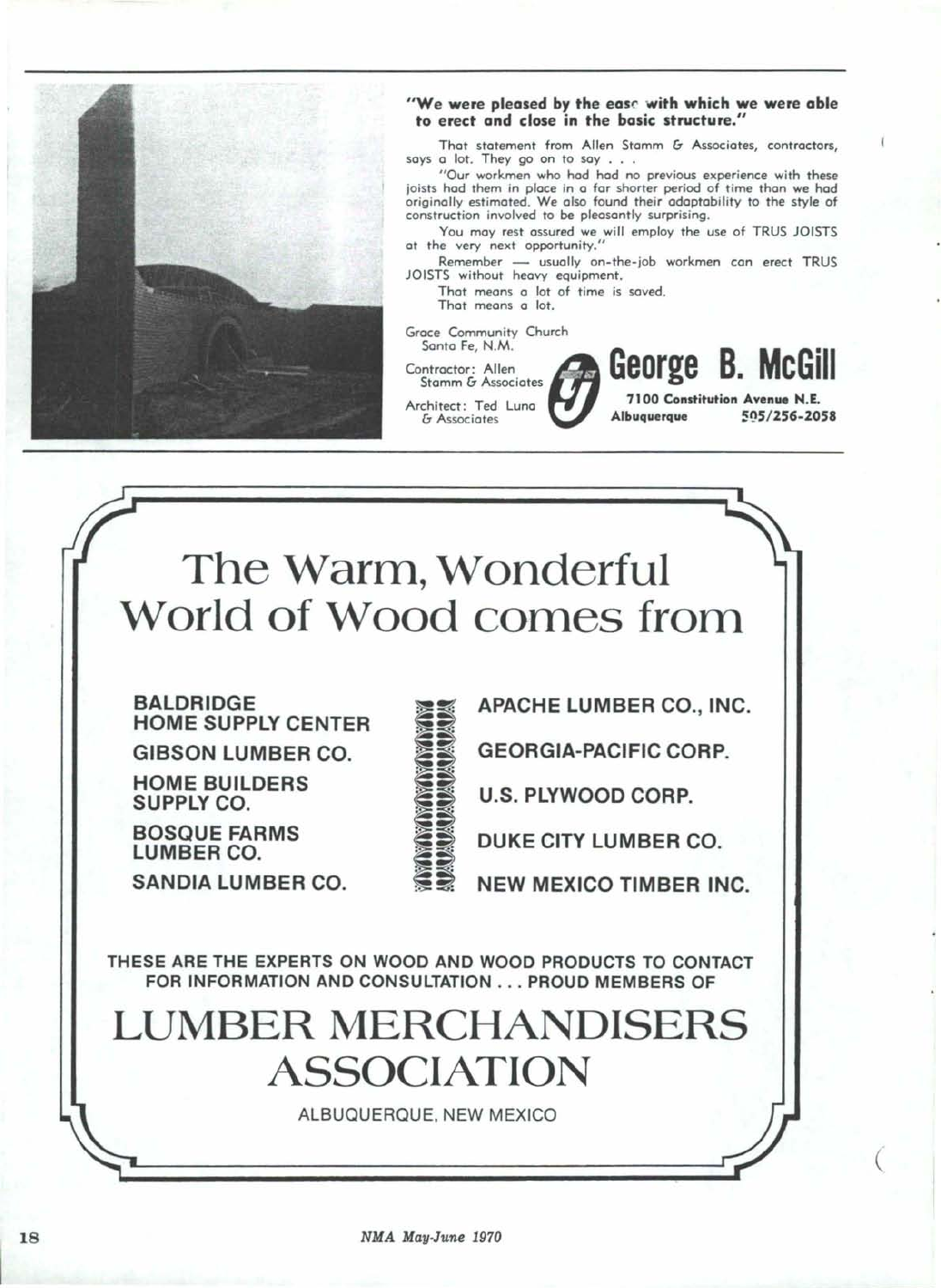**"We were pleased by the ease with which we were able to erect and close in the basic structure."**

That statement from Allen Stamm & Associates, contractors, says a lot. They go on to say . . .

"Our workmen who had had no previous experience with these joists had them in place in a far shorter period of time than we had originally estimated. We also found their adaptability to the style of construction involved to be pleasantly surprising.

You may rest assured we will employ the use of TRUS JOISTS at the very next opportunity."

Remember — usually on-the-job workmen can erect TRUS JOISTS without heavy equipment.

That means a lot of time is saved.
That means a lot.

Grace Community Church
Santa Fe, N.M.

Contractor: Allen Stamm & Associates

Architect: Ted Luna & Associates

**George B. McGill**
**7100 Constitution Avenue N.E.**
**Albuquerque 505/256-2058**

---

# The Warm, Wonderful World of Wood comes from

**BALDRIDGE HOME SUPPLY CENTER**

**GIBSON LUMBER CO.**

**HOME BUILDERS SUPPLY CO.**

**BOSQUE FARMS LUMBER CO.**

**SANDIA LUMBER CO.**

**APACHE LUMBER CO., INC.**

**GEORGIA-PACIFIC CORP.**

**U.S. PLYWOOD CORP.**

**DUKE CITY LUMBER CO.**

**NEW MEXICO TIMBER INC.**

**THESE ARE THE EXPERTS ON WOOD AND WOOD PRODUCTS TO CONTACT FOR INFORMATION AND CONSULTATION . . . PROUD MEMBERS OF**

# LUMBER MERCHANDISERS ASSOCIATION

ALBUQUERQUE, NEW MEXICO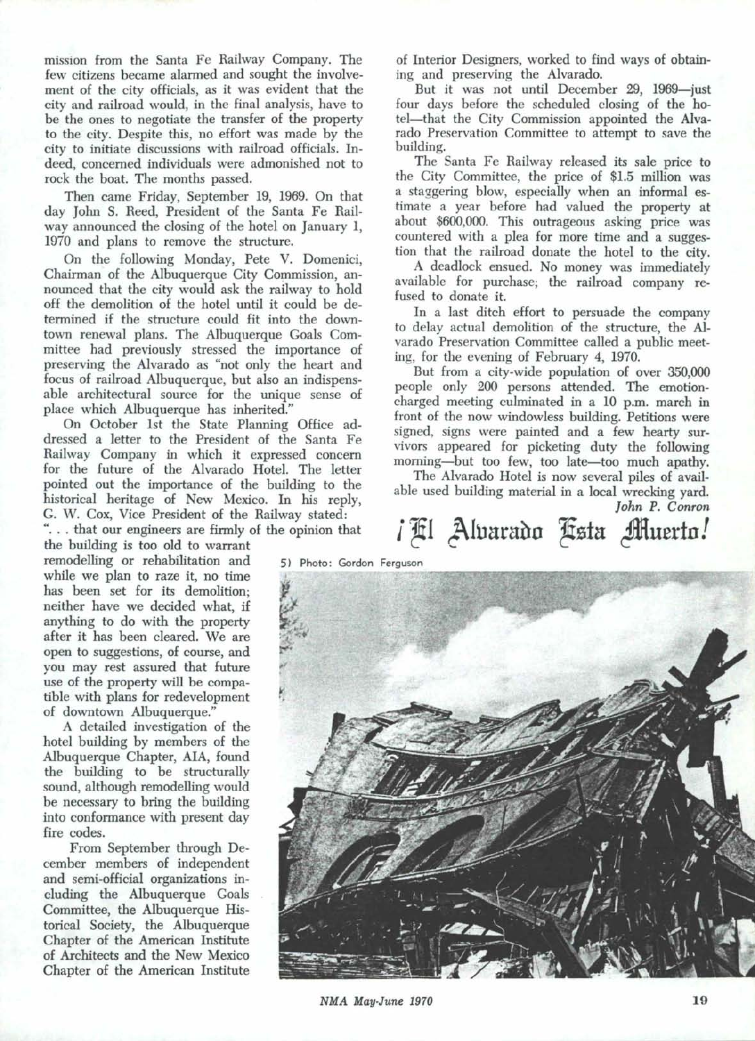mission from the Santa Fe Railway Company. The few citizens became alarmed and sought the involvement of the city officials, as it was evident that the city and railroad would, in the final analysis, have to be the ones to negotiate the transfer of the property to the city. Despite this, no effort was made by the city to initiate discussions with railroad officials. Indeed, concerned individuals were admonished not to rock the boat. The months passed.

Then came Friday, September 19, 1969. On that day John S. Reed, President of the Santa Fe Railway announced the closing of the hotel on January 1, 1970 and plans to remove the structure.

On the following Monday, Pete V. Domenici, Chairman of the Albuquerque City Commission, announced that the city would ask the railway to hold off the demolition of the hotel until it could be determined if the structure could fit into the downtown renewal plans. The Albuquerque Goals Committee had previously stressed the importance of preserving the Alvarado as "not only the heart and focus of railroad Albuquerque, but also an indispensable architectural source for the unique sense of place which Albuquerque has inherited."

On October 1st the State Planning Office addressed a letter to the President of the Santa Fe Railway Company in which it expressed concern for the future of the Alvarado Hotel. The letter pointed out the importance of the building to the historical heritage of New Mexico. In his reply, G. W. Cox, Vice President of the Railway stated: ". . . that our engineers are firmly of the opinion that the building is too old to warrant remodelling or rehabilitation and while we plan to raze it, no time has been set for its demolition; neither have we decided what, if anything to do with the property after it has been cleared. We are open to suggestions, of course, and you may rest assured that future use of the property will be compatible with plans for redevelopment of downtown Albuquerque."

A detailed investigation of the hotel building by members of the Albuquerque Chapter, AIA, found the building to be structurally sound, although remodelling would be necessary to bring the building into conformance with present day fire codes.

From September through December members of independent and semi-official organizations including the Albuquerque Goals Committee, the Albuquerque Historical Society, the Albuquerque Chapter of the American Institute of Architects and the New Mexico Chapter of the American Institute of Interior Designers, worked to find ways of obtaining and preserving the Alvarado.

But it was not until December 29, 1969—just four days before the scheduled closing of the hotel—that the City Commission appointed the Alvarado Preservation Committee to attempt to save the building.

The Santa Fe Railway released its sale price to the City Committee, the price of $1.5 million was a staggering blow, especially when an informal estimate a year before had valued the property at about $600,000. This outrageous asking price was countered with a plea for more time and a suggestion that the railroad donate the hotel to the city.

A deadlock ensued. No money was immediately available for purchase; the railroad company refused to donate it.

In a last ditch effort to persuade the company to delay actual demolition of the structure, the Alvarado Preservation Committee called a public meeting, for the evening of February 4, 1970.

But from a city-wide population of over 350,000 people only 200 persons attended. The emotion-charged meeting culminated in a 10 p.m. march in front of the now windowless building. Petitions were signed, signs were painted and a few hearty survivors appeared for picketing duty the following morning—but too few, too late—too much apathy.

The Alvarado Hotel is now several piles of available used building material in a local wrecking yard.

*John P. Conron*

## ¡El Alvarado Esta Muerto!

5) Photo: Gordon Ferguson